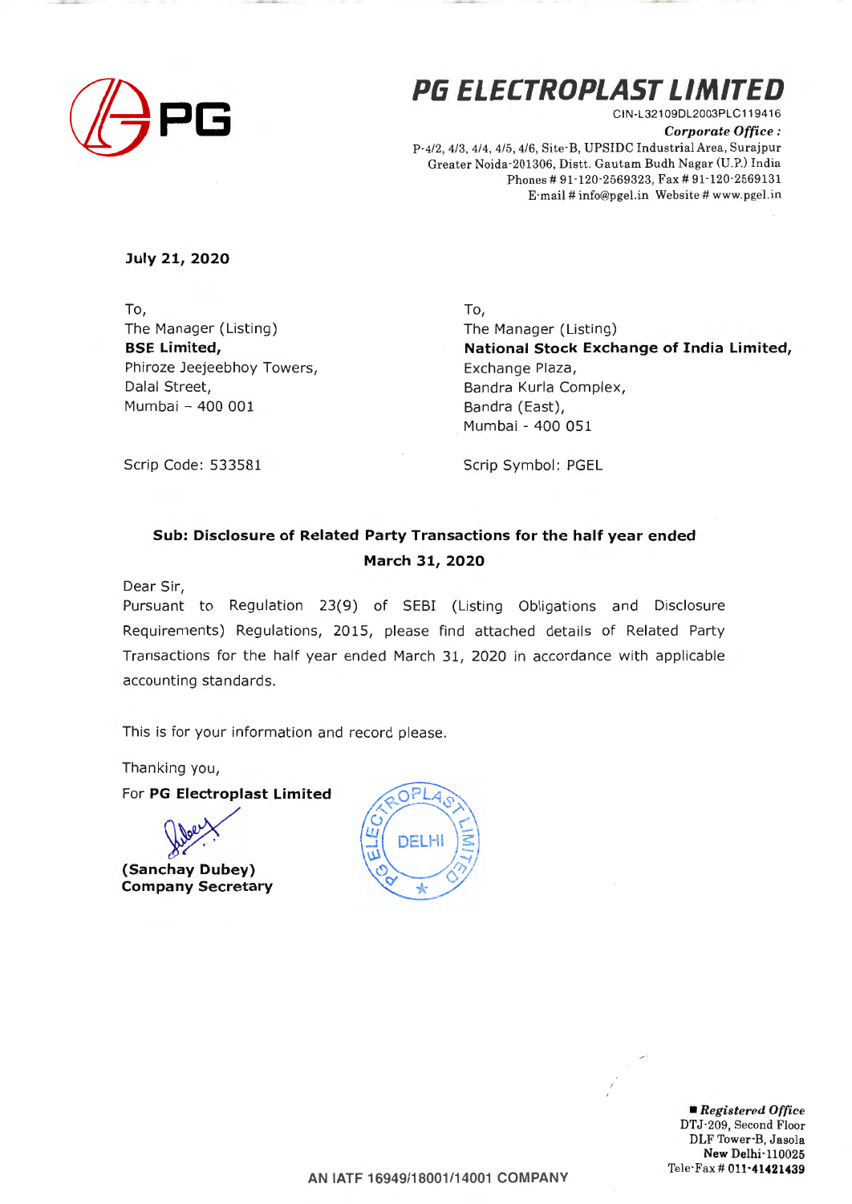# PG ELECTROPLAST LIMITED

CIN-L32109DL2003PLC119416

***Corporate Office :***

P-4/2, 4/3, 4/4, 4/5, 4/6, Site-B, UPSIDC Industrial Area, Surajpur
Greater Noida-201306, Distt. Gautam Budh Nagar (U.P.) India
Phones # 91-120-2569323, Fax # 91-120-2569131
E-mail # info@pgel.in Website # www.pgel.in

**July 21, 2020**

To,
The Manager (Listing)
**BSE Limited,**
Phiroze Jeejeebhoy Towers,
Dalal Street,
Mumbai – 400 001

Scrip Code: 533581

To,
The Manager (Listing)
**National Stock Exchange of India Limited,**
Exchange Plaza,
Bandra Kurla Complex,
Bandra (East),
Mumbai - 400 051

Scrip Symbol: PGEL

**Sub: Disclosure of Related Party Transactions for the half year ended March 31, 2020**

Dear Sir,

Pursuant to Regulation 23(9) of SEBI (Listing Obligations and Disclosure Requirements) Regulations, 2015, please find attached details of Related Party Transactions for the half year ended March 31, 2020 in accordance with applicable accounting standards.

This is for your information and record please.

Thanking you,

For **PG Electroplast Limited**

**(Sanchay Dubey)**
**Company Secretary**

AN IATF 16949/18001/14001 COMPANY

■ ***Registered Office***
DTJ-209, Second Floor
DLF Tower-B, Jasola
**New Delhi**-110025
Tele-Fax # **011-41421439**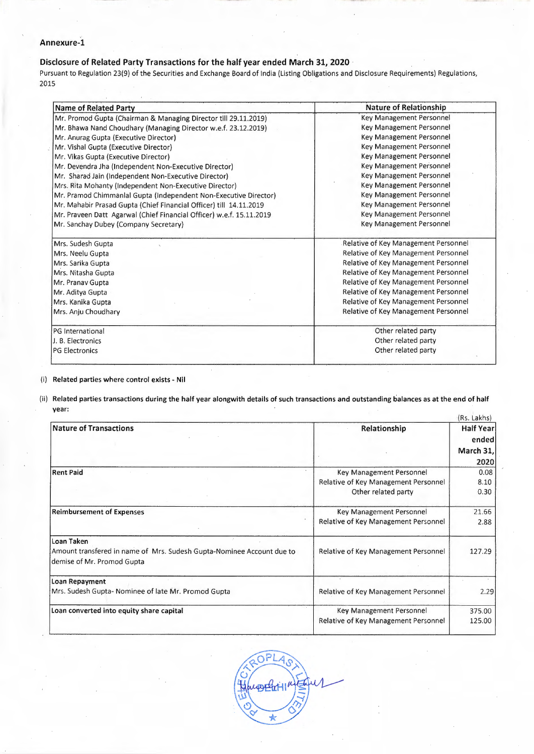**Annexure-1**

## Disclosure of Related Party Transactions for the half year ended March 31, 2020

Pursuant to Regulation 23(9) of the Securities and Exchange Board of India (Listing Obligations and Disclosure Requirements) Regulations, 2015

| Name of Related Party | Nature of Relationship |
|---|---|
| Mr. Promod Gupta (Chairman & Managing Director till 29.11.2019) | Key Management Personnel |
| Mr. Bhawa Nand Choudhary (Managing Director w.e.f. 23.12.2019) | Key Management Personnel |
| Mr. Anurag Gupta (Executive Director) | Key Management Personnel |
| Mr. Vishal Gupta (Executive Director) | Key Management Personnel |
| Mr. Vikas Gupta (Executive Director) | Key Management Personnel |
| Mr. Devendra Jha (Independent Non-Executive Director) | Key Management Personnel |
| Mr. Sharad Jain (Independent Non-Executive Director) | Key Management Personnel |
| Mrs. Rita Mohanty (Independent Non-Executive Director) | Key Management Personnel |
| Mr. Pramod Chimmanlal Gupta (Independent Non-Executive Director) | Key Management Personnel |
| Mr. Mahabir Prasad Gupta (Chief Financial Officer) till 14.11.2019 | Key Management Personnel |
| Mr. Praveen Datt Agarwal (Chief Financial Officer) w.e.f. 15.11.2019 | Key Management Personnel |
| Mr. Sanchay Dubey (Company Secretary) | Key Management Personnel |
| Mrs. Sudesh Gupta | Relative of Key Management Personnel |
| Mrs. Neelu Gupta | Relative of Key Management Personnel |
| Mrs. Sarika Gupta | Relative of Key Management Personnel |
| Mrs. Nitasha Gupta | Relative of Key Management Personnel |
| Mr. Pranav Gupta | Relative of Key Management Personnel |
| Mr. Aditya Gupta | Relative of Key Management Personnel |
| Mrs. Kanika Gupta | Relative of Key Management Personnel |
| Mrs. Anju Choudhary | Relative of Key Management Personnel |
| PG International | Other related party |
| J. B. Electronics | Other related party |
| PG Electronics | Other related party |

(i) **Related parties where control exists - Nil**

(ii) **Related parties transactions during the half year alongwith details of such transactions and outstanding balances as at the end of half year:**

(Rs. Lakhs)

| Nature of Transactions | Relationship | Half Year ended March 31, 2020 |
|---|---|---|
| **Rent Paid** | Key Management Personnel | 0.08 |
| | Relative of Key Management Personnel | 8.10 |
| | Other related party | 0.30 |
| **Reimbursement of Expenses** | Key Management Personnel | 21.66 |
| | Relative of Key Management Personnel | 2.88 |
| **Loan Taken**<br>Amount transfered in name of Mrs. Sudesh Gupta-Nominee Account due to demise of Mr. Promod Gupta | Relative of Key Management Personnel | 127.29 |
| **Loan Repayment**<br>Mrs. Sudesh Gupta- Nominee of late Mr. Promod Gupta | Relative of Key Management Personnel | 2.29 |
| **Loan converted into equity share capital** | Key Management Personnel | 375.00 |
| | Relative of Key Management Personnel | 125.00 |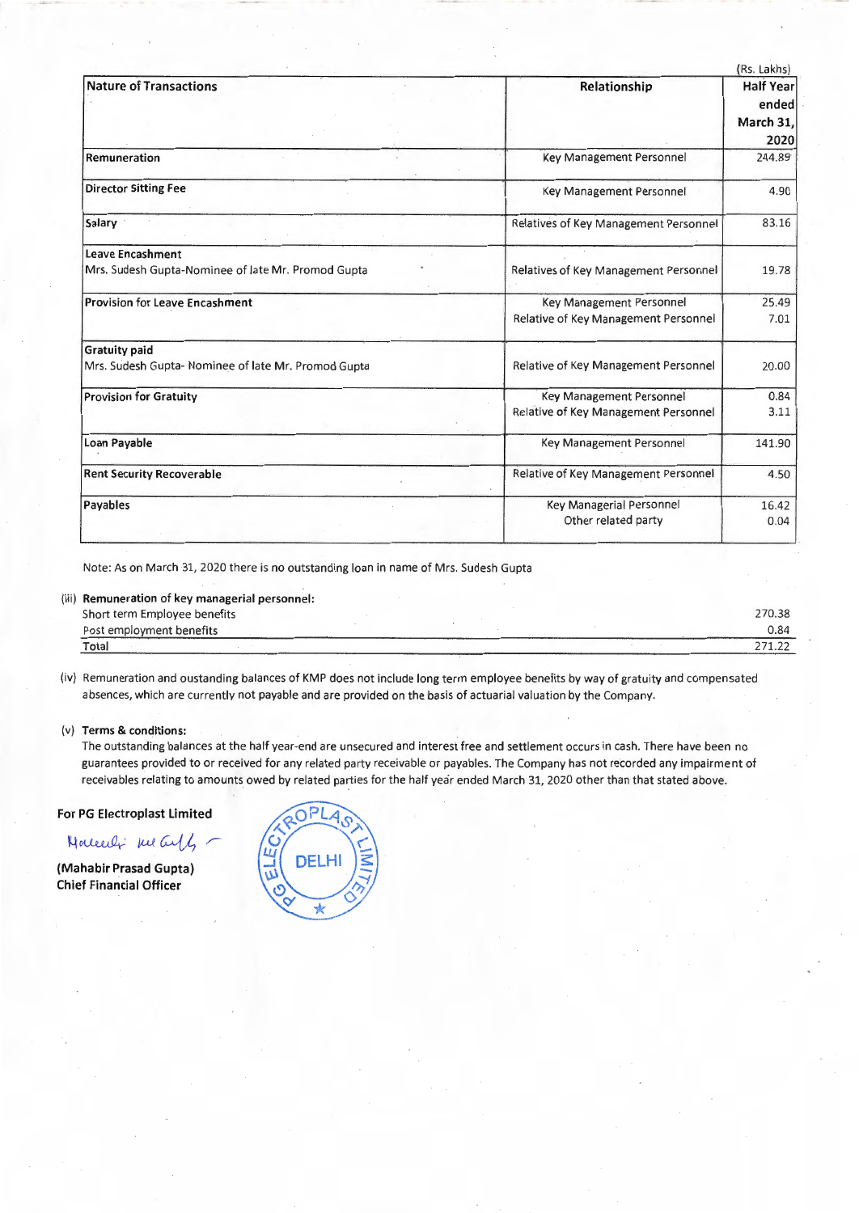(Rs. Lakhs)

| Nature of Transactions | Relationship | Half Year ended March 31, 2020 |
|---|---|---|
| **Remuneration** | Key Management Personnel | 244.89 |
| **Director Sitting Fee** | Key Management Personnel | 4.90 |
| **Salary** | Relatives of Key Management Personnel | 83.16 |
| **Leave Encashment**<br>Mrs. Sudesh Gupta-Nominee of late Mr. Promod Gupta | Relatives of Key Management Personnel | 19.78 |
| **Provision for Leave Encashment** | Key Management Personnel<br>Relative of Key Management Personnel | 25.49<br>7.01 |
| **Gratuity paid**<br>Mrs. Sudesh Gupta- Nominee of late Mr. Promod Gupta | Relative of Key Management Personnel | 20.00 |
| **Provision for Gratuity** | Key Management Personnel<br>Relative of Key Management Personnel | 0.84<br>3.11 |
| **Loan Payable** | Key Management Personnel | 141.90 |
| **Rent Security Recoverable** | Relative of Key Management Personnel | 4.50 |
| **Payables** | Key Managerial Personnel<br>Other related party | 16.42<br>0.04 |

Note: As on March 31, 2020 there is no outstanding loan in name of Mrs. Sudesh Gupta

(iii) **Remuneration of key managerial personnel:**

| | |
|---|---|
| Short term Employee benefits | 270.38 |
| Post employment benefits | 0.84 |
| Total | 271.22 |

(iv) Remuneration and oustanding balances of KMP does not include long term employee benefits by way of gratuity and compensated absences, which are currently not payable and are provided on the basis of actuarial valuation by the Company.

(v) **Terms & conditions:**

The outstanding balances at the half year-end are unsecured and interest free and settlement occurs in cash. There have been no guarantees provided to or received for any related party receivable or payables. The Company has not recorded any impairment of receivables relating to amounts owed by related parties for the half year ended March 31, 2020 other than that stated above.

**For PG Electroplast Limited**

**(Mahabir Prasad Gupta)**
**Chief Financial Officer**